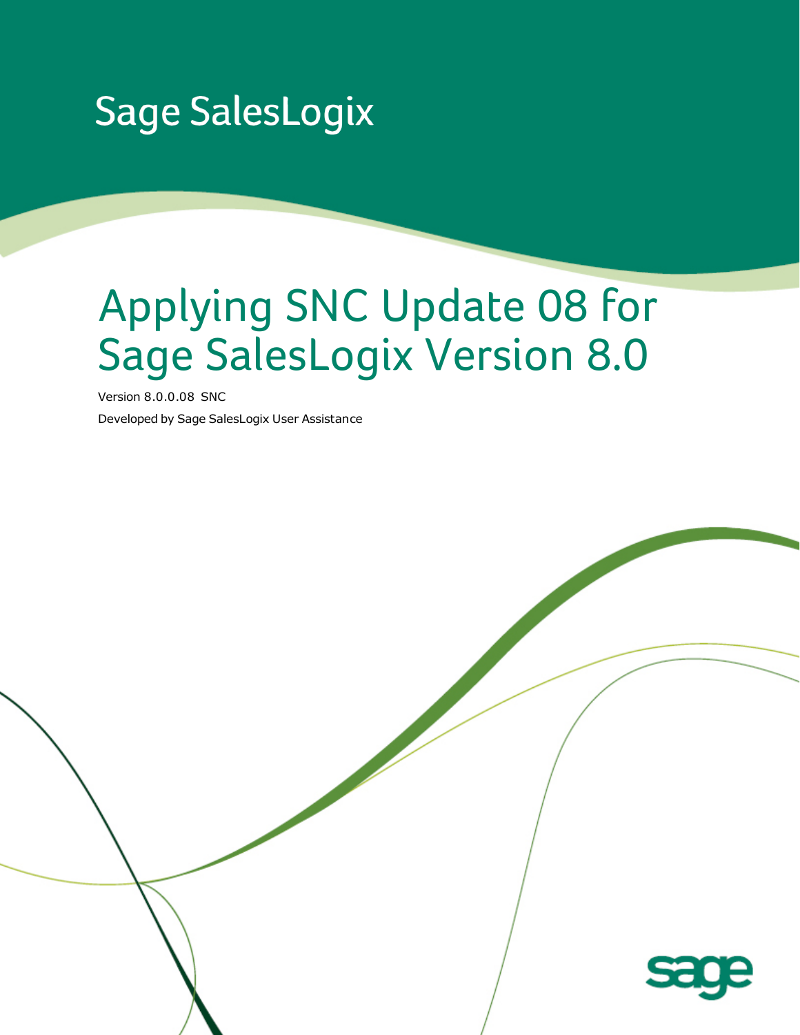Sage SalesLogix

# Applying SNC Update 08 for Sage SalesLogix Version 8.0

Version 8.0.0.08 SNC

Developed by Sage SalesLogix User Assistance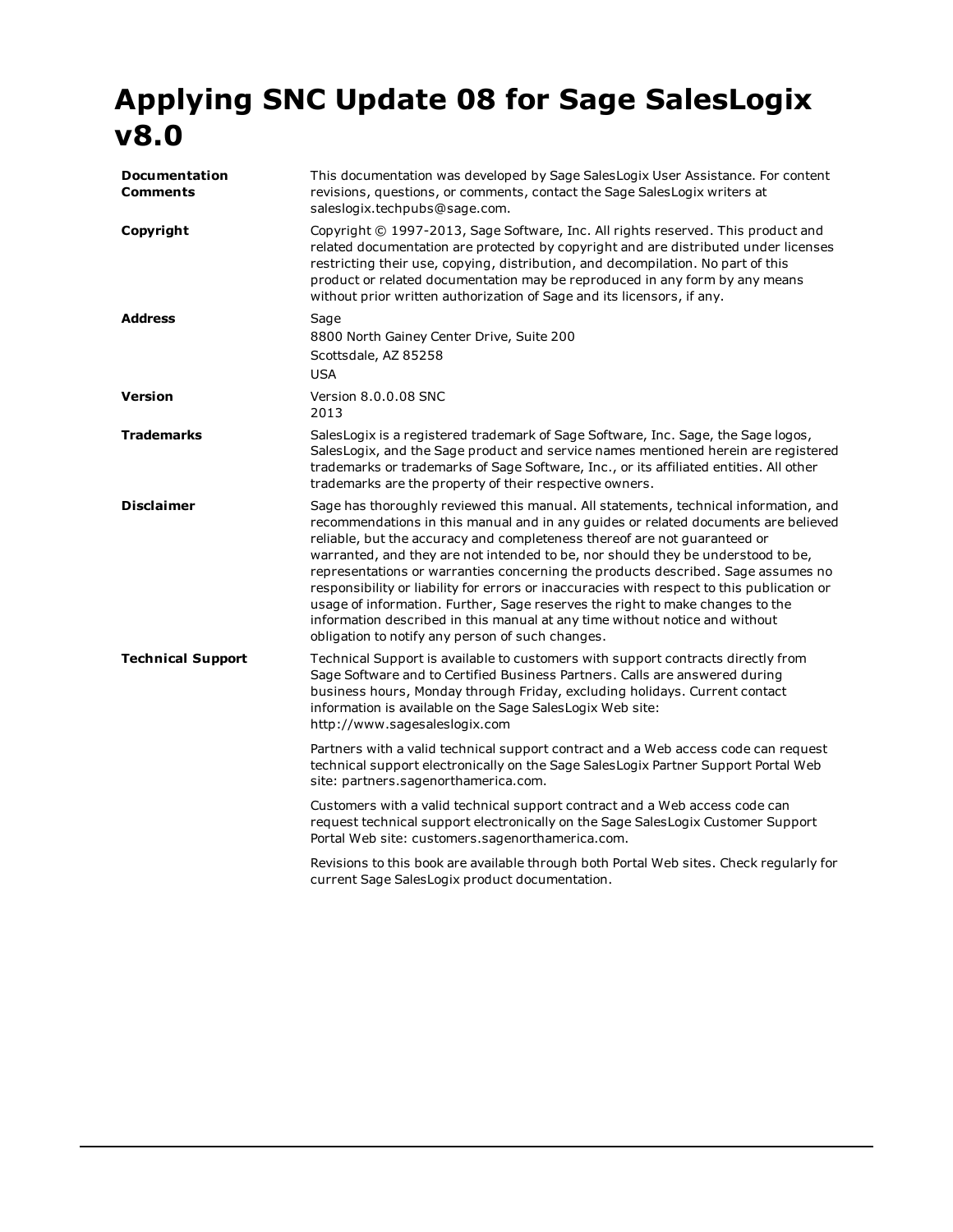# Applying SNC Update 08 for Sage SalesLogix v8.0

| | |
|---|---|
| **Documentation Comments** | This documentation was developed by Sage SalesLogix User Assistance. For content revisions, questions, or comments, contact the Sage SalesLogix writers at saleslogix.techpubs@sage.com. |
| **Copyright** | Copyright © 1997-2013, Sage Software, Inc. All rights reserved. This product and related documentation are protected by copyright and are distributed under licenses restricting their use, copying, distribution, and decompilation. No part of this product or related documentation may be reproduced in any form by any means without prior written authorization of Sage and its licensors, if any. |
| **Address** | Sage<br>8800 North Gainey Center Drive, Suite 200<br>Scottsdale, AZ 85258<br>USA |
| **Version** | Version 8.0.0.08 SNC<br>2013 |
| **Trademarks** | SalesLogix is a registered trademark of Sage Software, Inc. Sage, the Sage logos, SalesLogix, and the Sage product and service names mentioned herein are registered trademarks or trademarks of Sage Software, Inc., or its affiliated entities. All other trademarks are the property of their respective owners. |
| **Disclaimer** | Sage has thoroughly reviewed this manual. All statements, technical information, and recommendations in this manual and in any guides or related documents are believed reliable, but the accuracy and completeness thereof are not guaranteed or warranted, and they are not intended to be, nor should they be understood to be, representations or warranties concerning the products described. Sage assumes no responsibility or liability for errors or inaccuracies with respect to this publication or usage of information. Further, Sage reserves the right to make changes to the information described in this manual at any time without notice and without obligation to notify any person of such changes. |
| **Technical Support** | Technical Support is available to customers with support contracts directly from Sage Software and to Certified Business Partners. Calls are answered during business hours, Monday through Friday, excluding holidays. Current contact information is available on the Sage SalesLogix Web site: http://www.sagesaleslogix.com<br><br>Partners with a valid technical support contract and a Web access code can request technical support electronically on the Sage SalesLogix Partner Support Portal Web site: partners.sagenorthamerica.com.<br><br>Customers with a valid technical support contract and a Web access code can request technical support electronically on the Sage SalesLogix Customer Support Portal Web site: customers.sagenorthamerica.com.<br><br>Revisions to this book are available through both Portal Web sites. Check regularly for current Sage SalesLogix product documentation. |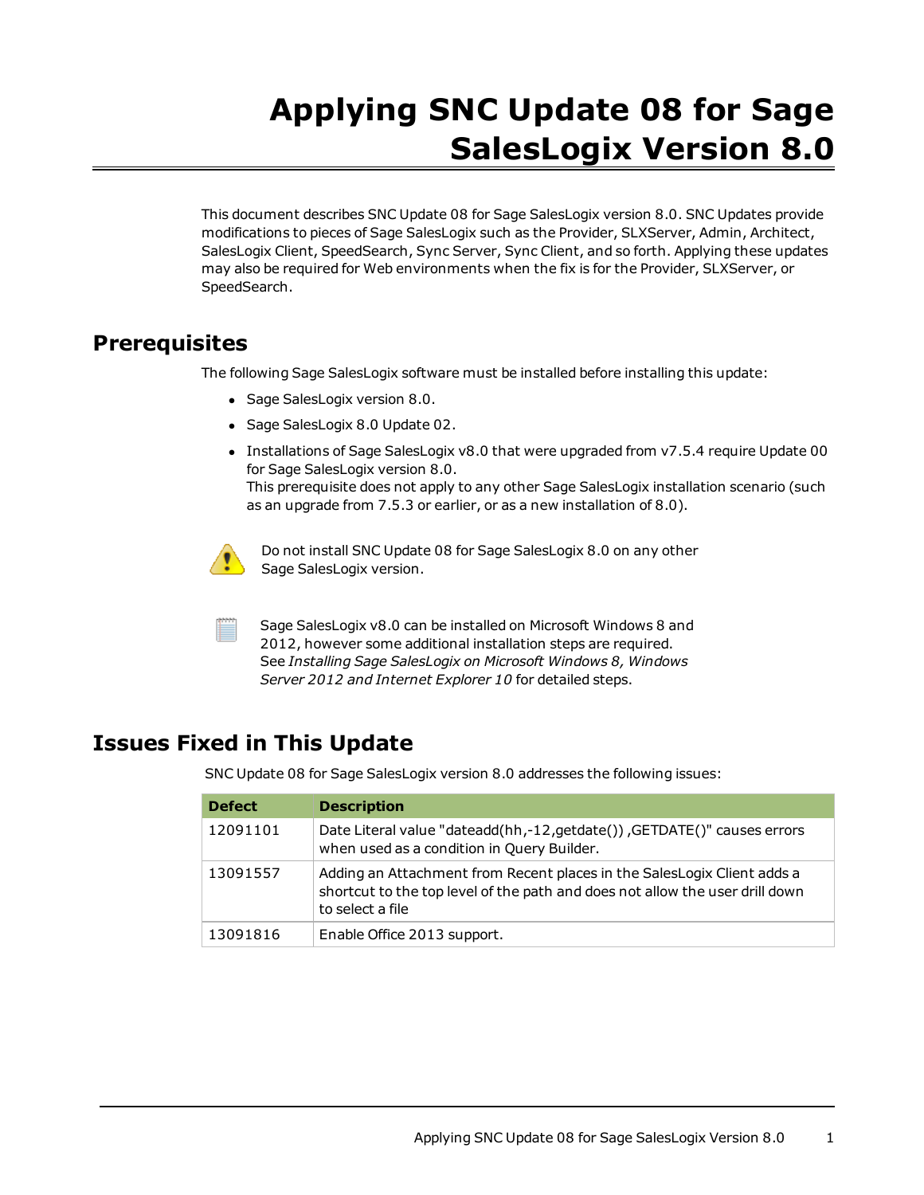# Applying SNC Update 08 for Sage SalesLogix Version 8.0

This document describes SNC Update 08 for Sage SalesLogix version 8.0. SNC Updates provide modifications to pieces of Sage SalesLogix such as the Provider, SLXServer, Admin, Architect, SalesLogix Client, SpeedSearch, Sync Server, Sync Client, and so forth. Applying these updates may also be required for Web environments when the fix is for the Provider, SLXServer, or SpeedSearch.

## Prerequisites

The following Sage SalesLogix software must be installed before installing this update:

- Sage SalesLogix version 8.0.
- Sage SalesLogix 8.0 Update 02.
- Installations of Sage SalesLogix v8.0 that were upgraded from v7.5.4 require Update 00 for Sage SalesLogix version 8.0.
  This prerequisite does not apply to any other Sage SalesLogix installation scenario (such as an upgrade from 7.5.3 or earlier, or as a new installation of 8.0).

Do not install SNC Update 08 for Sage SalesLogix 8.0 on any other Sage SalesLogix version.

Sage SalesLogix v8.0 can be installed on Microsoft Windows 8 and 2012, however some additional installation steps are required. See *Installing Sage SalesLogix on Microsoft Windows 8, Windows Server 2012 and Internet Explorer 10* for detailed steps.

## Issues Fixed in This Update

SNC Update 08 for Sage SalesLogix version 8.0 addresses the following issues:

| Defect | Description |
|---|---|
| 12091101 | Date Literal value "dateadd(hh,-12,getdate()) ,GETDATE()" causes errors when used as a condition in Query Builder. |
| 13091557 | Adding an Attachment from Recent places in the SalesLogix Client adds a shortcut to the top level of the path and does not allow the user drill down to select a file |
| 13091816 | Enable Office 2013 support. |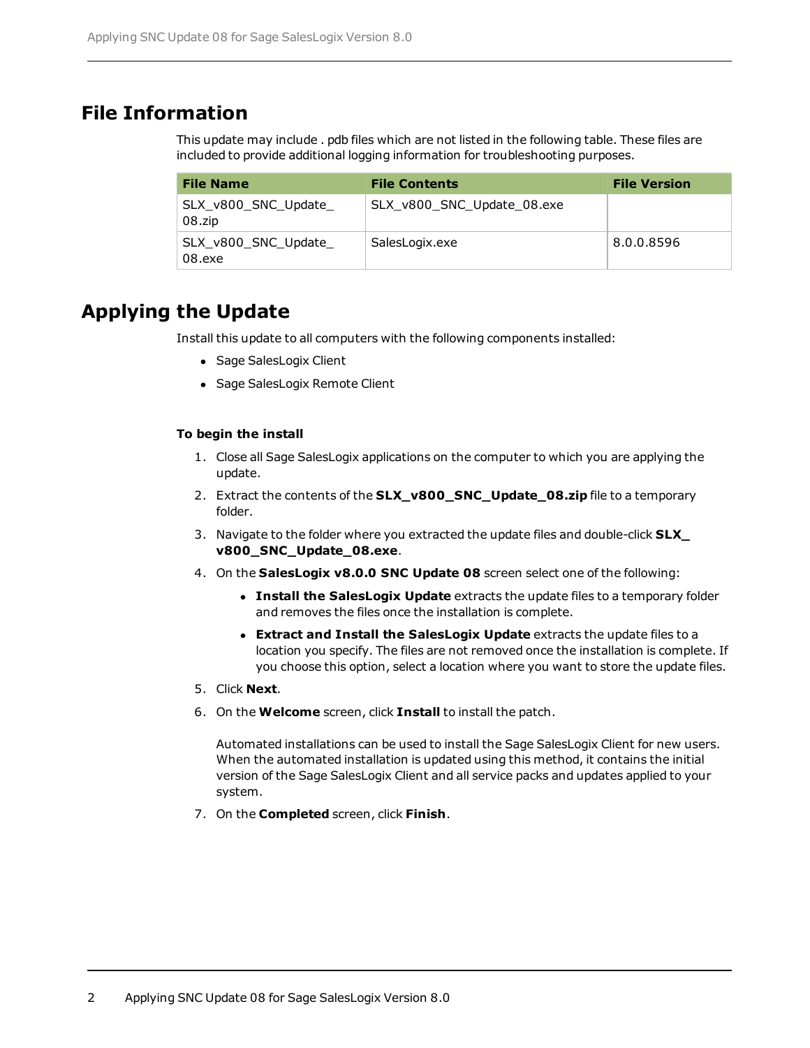## File Information

This update may include . pdb files which are not listed in the following table. These files are included to provide additional logging information for troubleshooting purposes.

| File Name | File Contents | File Version |
| --- | --- | --- |
| SLX_v800_SNC_Update_08.zip | SLX_v800_SNC_Update_08.exe | |
| SLX_v800_SNC_Update_08.exe | SalesLogix.exe | 8.0.0.8596 |

## Applying the Update

Install this update to all computers with the following components installed:

- Sage SalesLogix Client
- Sage SalesLogix Remote Client

**To begin the install**

1. Close all Sage SalesLogix applications on the computer to which you are applying the update.
2. Extract the contents of the **SLX_v800_SNC_Update_08.zip** file to a temporary folder.
3. Navigate to the folder where you extracted the update files and double-click **SLX_v800_SNC_Update_08.exe**.
4. On the **SalesLogix v8.0.0 SNC Update 08** screen select one of the following:
   - **Install the SalesLogix Update** extracts the update files to a temporary folder and removes the files once the installation is complete.
   - **Extract and Install the SalesLogix Update** extracts the update files to a location you specify. The files are not removed once the installation is complete. If you choose this option, select a location where you want to store the update files.
5. Click **Next**.
6. On the **Welcome** screen, click **Install** to install the patch.

   Automated installations can be used to install the Sage SalesLogix Client for new users. When the automated installation is updated using this method, it contains the initial version of the Sage SalesLogix Client and all service packs and updates applied to your system.
7. On the **Completed** screen, click **Finish**.